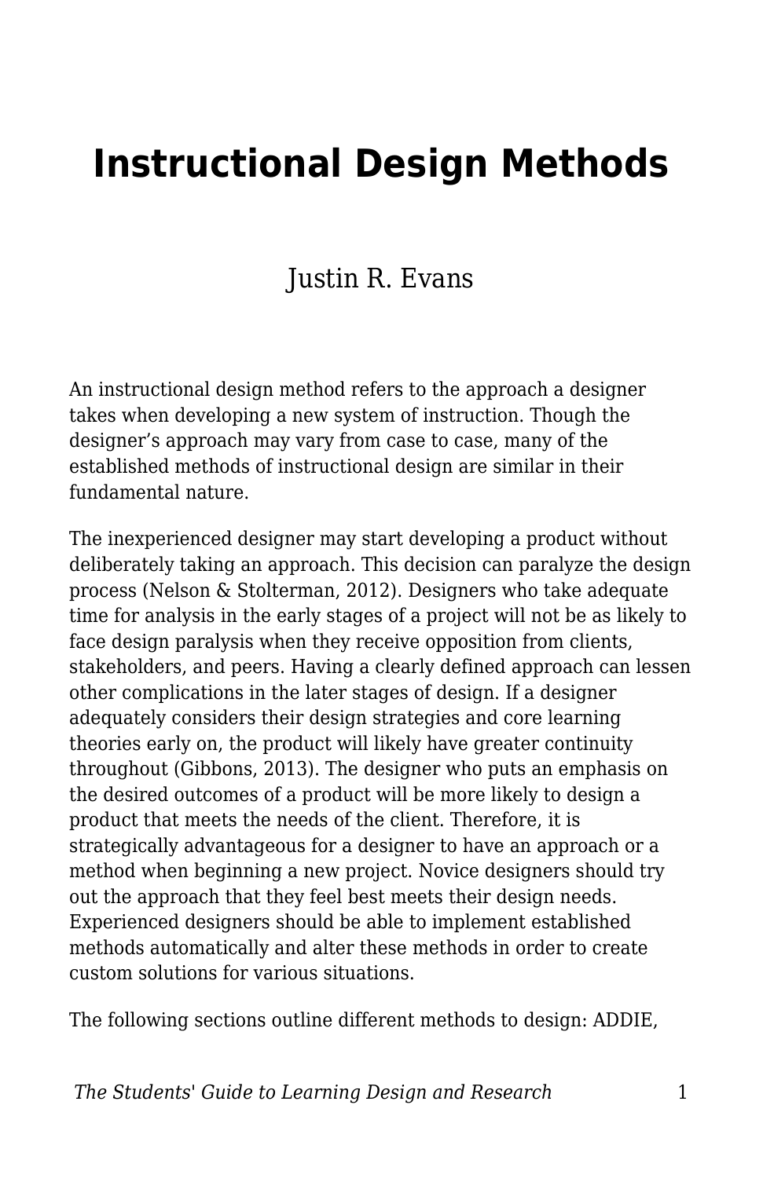# Instructional Design Methods

Justin R. Evans

An instructional design method refers to the approach a designer takes when developing a new system of instruction. Though the designer's approach may vary from case to case, many of the established methods of instructional design are similar in their fundamental nature.

The inexperienced designer may start developing a product without deliberately taking an approach. This decision can paralyze the design process (Nelson & Stolterman, 2012). Designers who take adequate time for analysis in the early stages of a project will not be as likely to face design paralysis when they receive opposition from clients, stakeholders, and peers. Having a clearly defined approach can lessen other complications in the later stages of design. If a designer adequately considers their design strategies and core learning theories early on, the product will likely have greater continuity throughout (Gibbons, 2013). The designer who puts an emphasis on the desired outcomes of a product will be more likely to design a product that meets the needs of the client. Therefore, it is strategically advantageous for a designer to have an approach or a method when beginning a new project. Novice designers should try out the approach that they feel best meets their design needs. Experienced designers should be able to implement established methods automatically and alter these methods in order to create custom solutions for various situations.

The following sections outline different methods to design: ADDIE,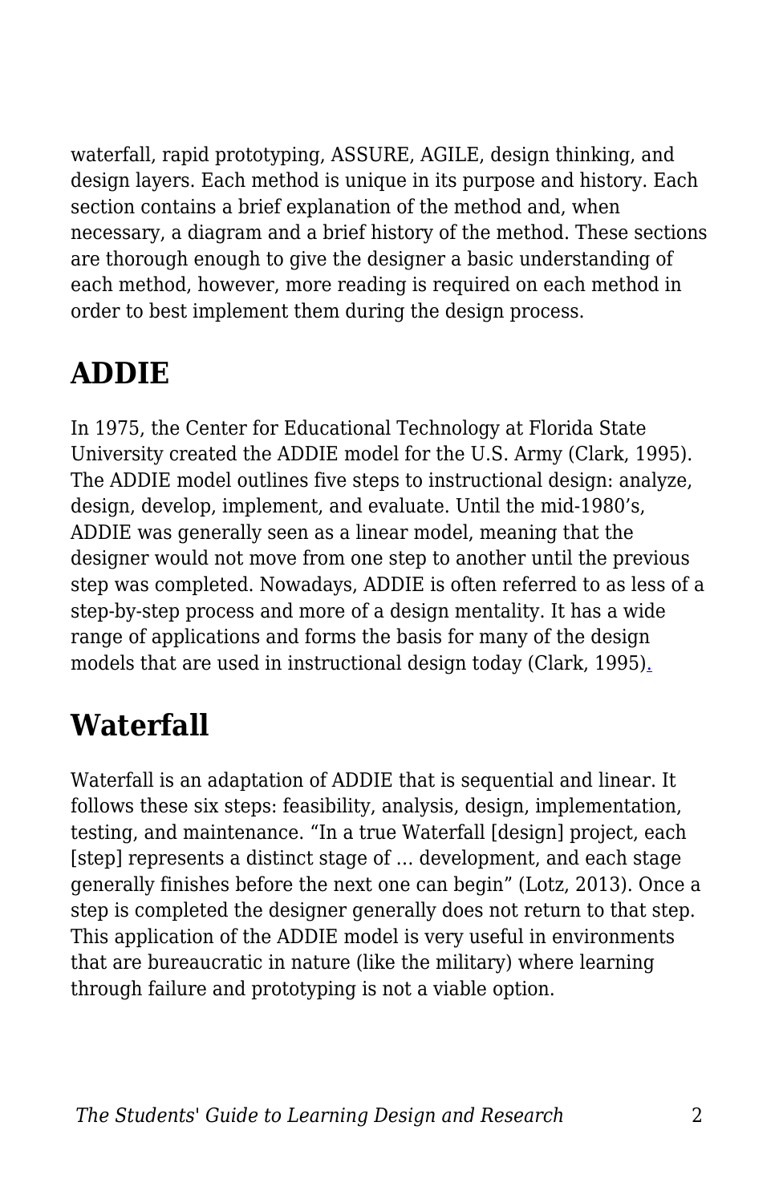waterfall, rapid prototyping, ASSURE, AGILE, design thinking, and design layers. Each method is unique in its purpose and history. Each section contains a brief explanation of the method and, when necessary, a diagram and a brief history of the method. These sections are thorough enough to give the designer a basic understanding of each method, however, more reading is required on each method in order to best implement them during the design process.

## ADDIE

In 1975, the Center for Educational Technology at Florida State University created the ADDIE model for the U.S. Army (Clark, 1995). The ADDIE model outlines five steps to instructional design: analyze, design, develop, implement, and evaluate. Until the mid-1980's, ADDIE was generally seen as a linear model, meaning that the designer would not move from one step to another until the previous step was completed. Nowadays, ADDIE is often referred to as less of a step-by-step process and more of a design mentality. It has a wide range of applications and forms the basis for many of the design models that are used in instructional design today (Clark, 1995).

## Waterfall

Waterfall is an adaptation of ADDIE that is sequential and linear. It follows these six steps: feasibility, analysis, design, implementation, testing, and maintenance. "In a true Waterfall [design] project, each [step] represents a distinct stage of … development, and each stage generally finishes before the next one can begin" (Lotz, 2013). Once a step is completed the designer generally does not return to that step. This application of the ADDIE model is very useful in environments that are bureaucratic in nature (like the military) where learning through failure and prototyping is not a viable option.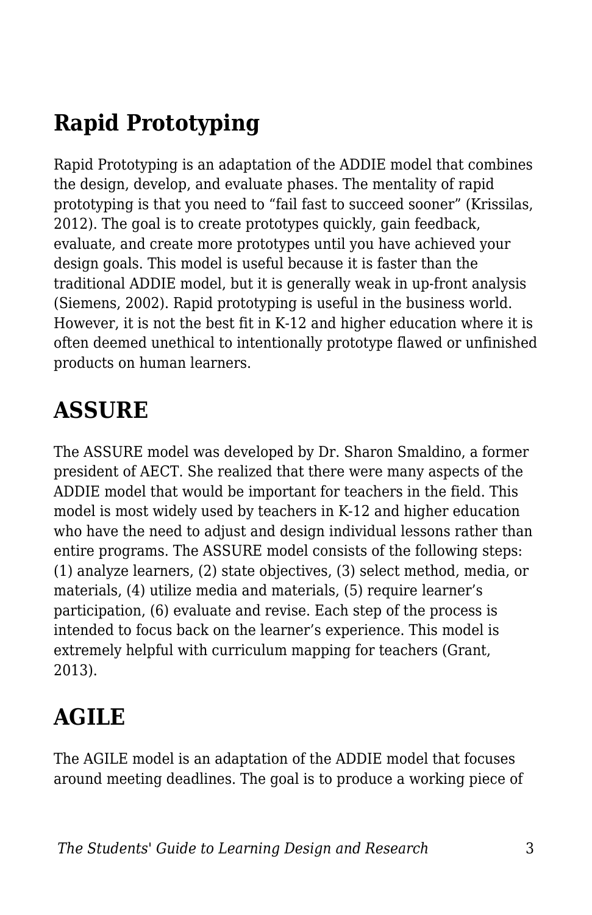## Rapid Prototyping

Rapid Prototyping is an adaptation of the ADDIE model that combines the design, develop, and evaluate phases. The mentality of rapid prototyping is that you need to “fail fast to succeed sooner” (Krissilas, 2012). The goal is to create prototypes quickly, gain feedback, evaluate, and create more prototypes until you have achieved your design goals. This model is useful because it is faster than the traditional ADDIE model, but it is generally weak in up-front analysis (Siemens, 2002). Rapid prototyping is useful in the business world. However, it is not the best fit in K-12 and higher education where it is often deemed unethical to intentionally prototype flawed or unfinished products on human learners.

## ASSURE

The ASSURE model was developed by Dr. Sharon Smaldino, a former president of AECT. She realized that there were many aspects of the ADDIE model that would be important for teachers in the field. This model is most widely used by teachers in K-12 and higher education who have the need to adjust and design individual lessons rather than entire programs. The ASSURE model consists of the following steps: (1) analyze learners, (2) state objectives, (3) select method, media, or materials, (4) utilize media and materials, (5) require learner’s participation, (6) evaluate and revise. Each step of the process is intended to focus back on the learner’s experience. This model is extremely helpful with curriculum mapping for teachers (Grant, 2013).

## AGILE

The AGILE model is an adaptation of the ADDIE model that focuses around meeting deadlines. The goal is to produce a working piece of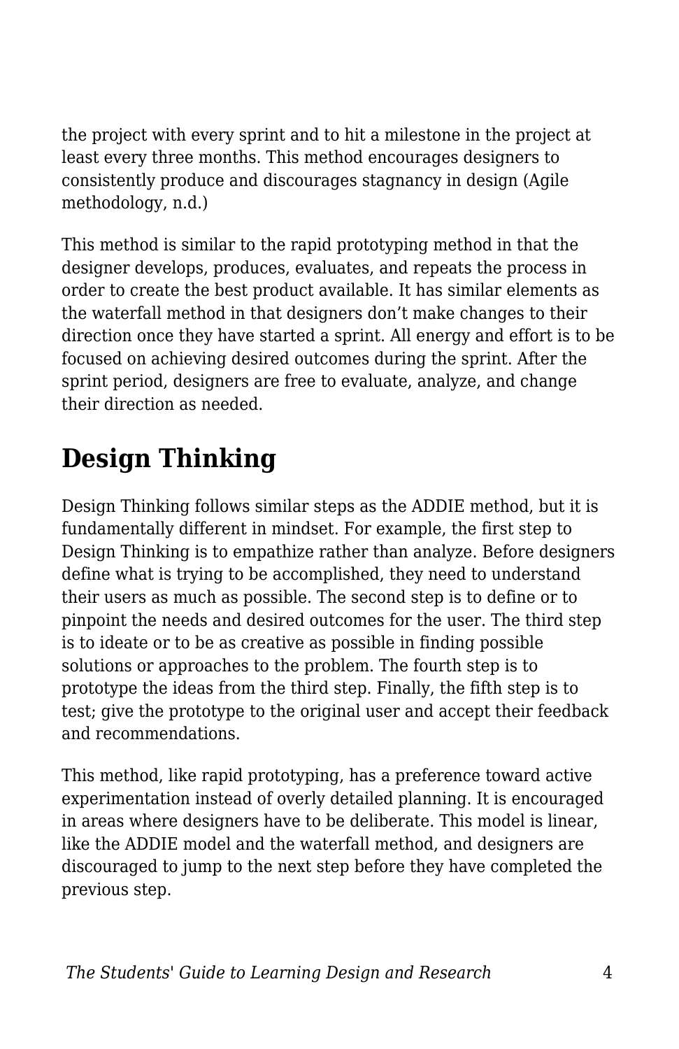the project with every sprint and to hit a milestone in the project at least every three months. This method encourages designers to consistently produce and discourages stagnancy in design (Agile methodology, n.d.)

This method is similar to the rapid prototyping method in that the designer develops, produces, evaluates, and repeats the process in order to create the best product available. It has similar elements as the waterfall method in that designers don't make changes to their direction once they have started a sprint. All energy and effort is to be focused on achieving desired outcomes during the sprint. After the sprint period, designers are free to evaluate, analyze, and change their direction as needed.

## Design Thinking

Design Thinking follows similar steps as the ADDIE method, but it is fundamentally different in mindset. For example, the first step to Design Thinking is to empathize rather than analyze. Before designers define what is trying to be accomplished, they need to understand their users as much as possible. The second step is to define or to pinpoint the needs and desired outcomes for the user. The third step is to ideate or to be as creative as possible in finding possible solutions or approaches to the problem. The fourth step is to prototype the ideas from the third step. Finally, the fifth step is to test; give the prototype to the original user and accept their feedback and recommendations.

This method, like rapid prototyping, has a preference toward active experimentation instead of overly detailed planning. It is encouraged in areas where designers have to be deliberate. This model is linear, like the ADDIE model and the waterfall method, and designers are discouraged to jump to the next step before they have completed the previous step.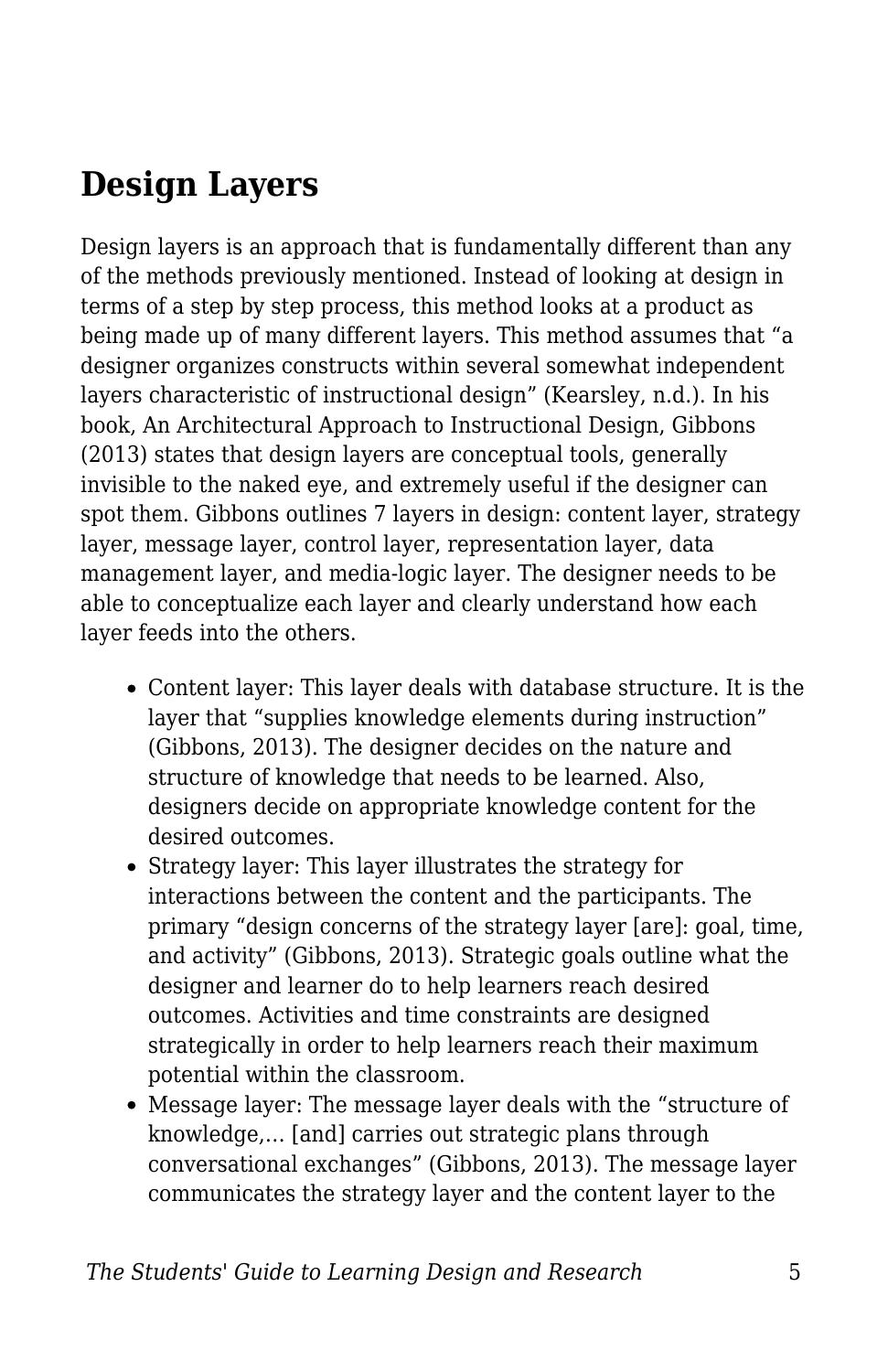## Design Layers

Design layers is an approach that is fundamentally different than any of the methods previously mentioned. Instead of looking at design in terms of a step by step process, this method looks at a product as being made up of many different layers. This method assumes that "a designer organizes constructs within several somewhat independent layers characteristic of instructional design" (Kearsley, n.d.). In his book, An Architectural Approach to Instructional Design, Gibbons (2013) states that design layers are conceptual tools, generally invisible to the naked eye, and extremely useful if the designer can spot them. Gibbons outlines 7 layers in design: content layer, strategy layer, message layer, control layer, representation layer, data management layer, and media-logic layer. The designer needs to be able to conceptualize each layer and clearly understand how each layer feeds into the others.

- Content layer: This layer deals with database structure. It is the layer that "supplies knowledge elements during instruction" (Gibbons, 2013). The designer decides on the nature and structure of knowledge that needs to be learned. Also, designers decide on appropriate knowledge content for the desired outcomes.
- Strategy layer: This layer illustrates the strategy for interactions between the content and the participants. The primary "design concerns of the strategy layer [are]: goal, time, and activity" (Gibbons, 2013). Strategic goals outline what the designer and learner do to help learners reach desired outcomes. Activities and time constraints are designed strategically in order to help learners reach their maximum potential within the classroom.
- Message layer: The message layer deals with the "structure of knowledge,... [and] carries out strategic plans through conversational exchanges" (Gibbons, 2013). The message layer communicates the strategy layer and the content layer to the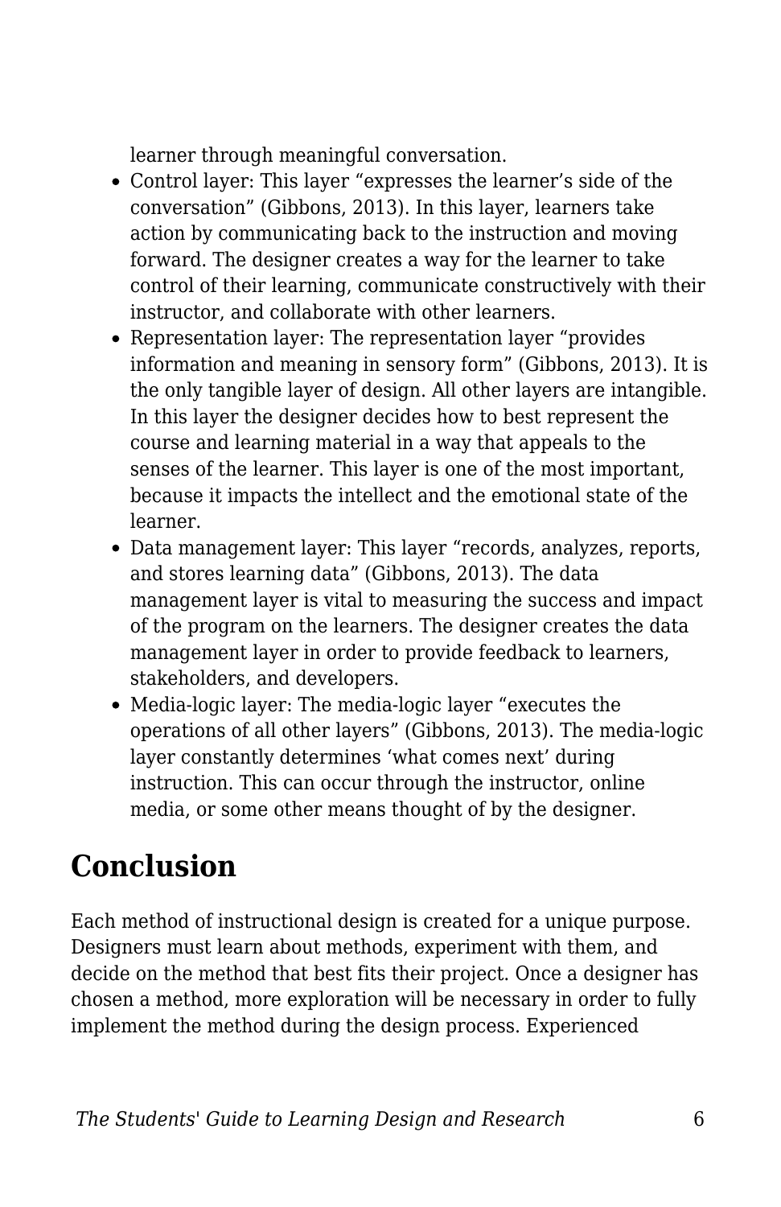learner through meaningful conversation.

- Control layer: This layer “expresses the learner’s side of the conversation” (Gibbons, 2013). In this layer, learners take action by communicating back to the instruction and moving forward. The designer creates a way for the learner to take control of their learning, communicate constructively with their instructor, and collaborate with other learners.
- Representation layer: The representation layer “provides information and meaning in sensory form” (Gibbons, 2013). It is the only tangible layer of design. All other layers are intangible. In this layer the designer decides how to best represent the course and learning material in a way that appeals to the senses of the learner. This layer is one of the most important, because it impacts the intellect and the emotional state of the learner.
- Data management layer: This layer “records, analyzes, reports, and stores learning data” (Gibbons, 2013). The data management layer is vital to measuring the success and impact of the program on the learners. The designer creates the data management layer in order to provide feedback to learners, stakeholders, and developers.
- Media-logic layer: The media-logic layer “executes the operations of all other layers” (Gibbons, 2013). The media-logic layer constantly determines ‘what comes next’ during instruction. This can occur through the instructor, online media, or some other means thought of by the designer.

## Conclusion

Each method of instructional design is created for a unique purpose. Designers must learn about methods, experiment with them, and decide on the method that best fits their project. Once a designer has chosen a method, more exploration will be necessary in order to fully implement the method during the design process. Experienced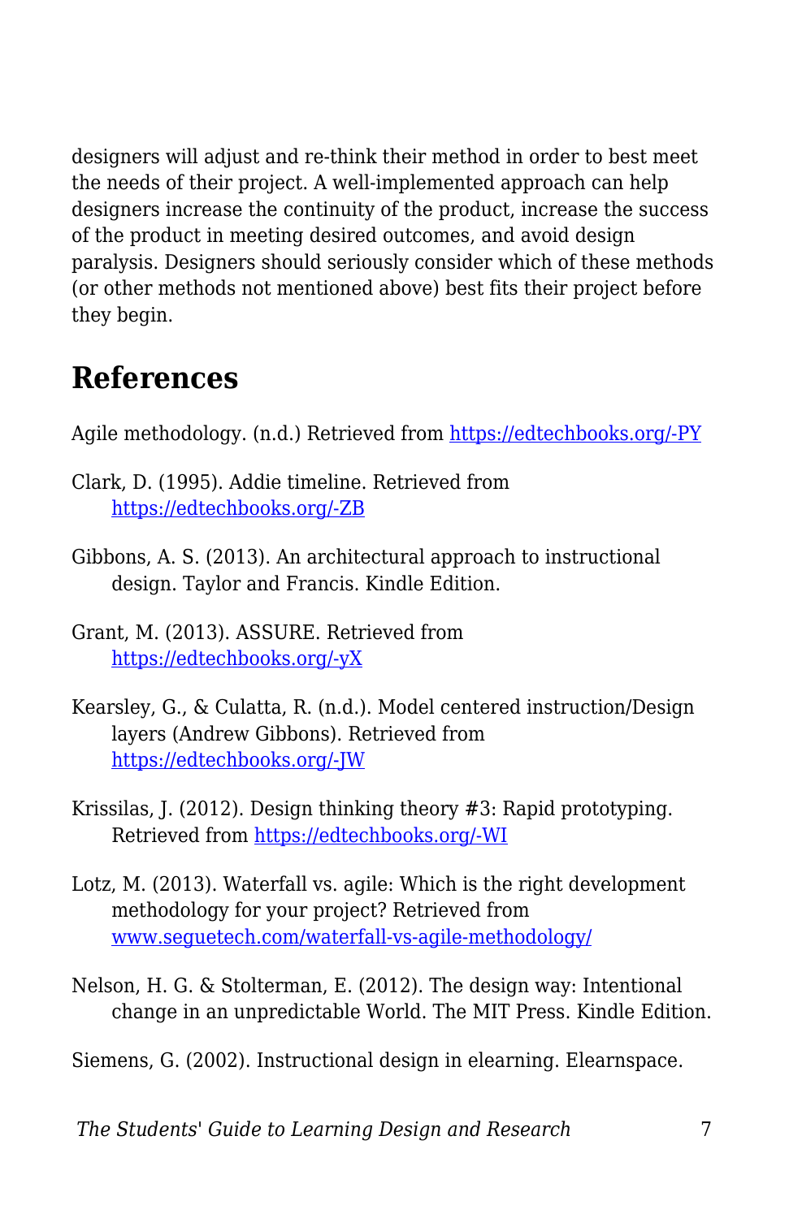designers will adjust and re-think their method in order to best meet the needs of their project. A well-implemented approach can help designers increase the continuity of the product, increase the success of the product in meeting desired outcomes, and avoid design paralysis. Designers should seriously consider which of these methods (or other methods not mentioned above) best fits their project before they begin.

## References

Agile methodology. (n.d.) Retrieved from [https://edtechbooks.org/-PY](https://edtechbooks.org/-PY)

Clark, D. (1995). Addie timeline. Retrieved from [https://edtechbooks.org/-ZB](https://edtechbooks.org/-ZB)

Gibbons, A. S. (2013). An architectural approach to instructional design. Taylor and Francis. Kindle Edition.

Grant, M. (2013). ASSURE. Retrieved from [https://edtechbooks.org/-yX](https://edtechbooks.org/-yX)

Kearsley, G., & Culatta, R. (n.d.). Model centered instruction/Design layers (Andrew Gibbons). Retrieved from [https://edtechbooks.org/-JW](https://edtechbooks.org/-JW)

Krissilas, J. (2012). Design thinking theory #3: Rapid prototyping. Retrieved from [https://edtechbooks.org/-WI](https://edtechbooks.org/-WI)

Lotz, M. (2013). Waterfall vs. agile: Which is the right development methodology for your project? Retrieved from [www.seguetech.com/waterfall-vs-agile-methodology/](www.seguetech.com/waterfall-vs-agile-methodology/)

Nelson, H. G. & Stolterman, E. (2012). The design way: Intentional change in an unpredictable World. The MIT Press. Kindle Edition.

Siemens, G. (2002). Instructional design in elearning. Elearnspace.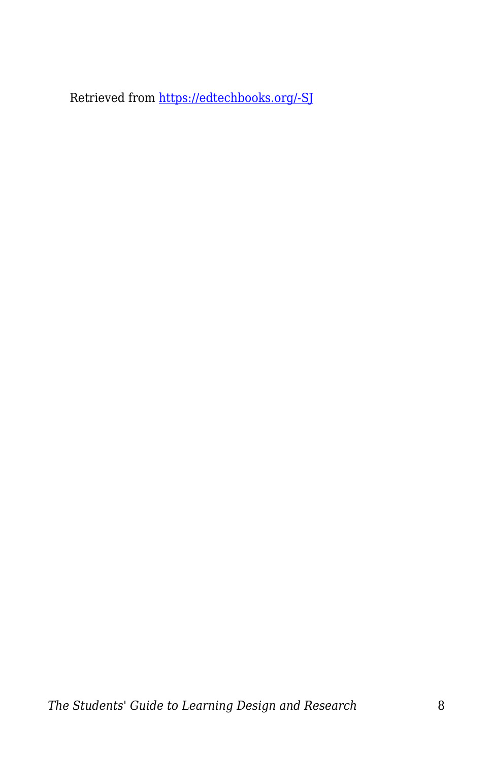Retrieved from [https://edtechbooks.org/-SJ](https://edtechbooks.org/-SJ)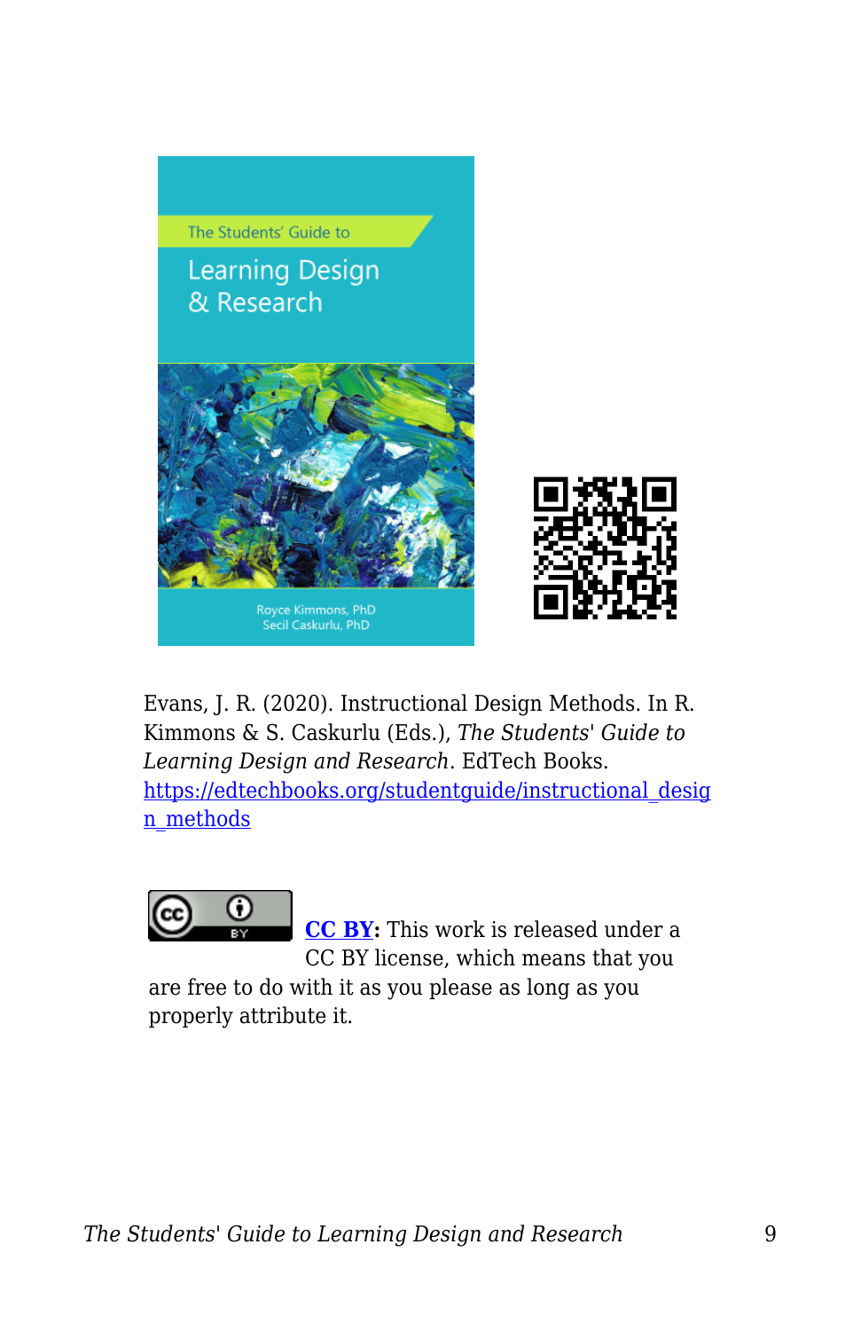Evans, J. R. (2020). Instructional Design Methods. In R. Kimmons & S. Caskurlu (Eds.), *The Students' Guide to Learning Design and Research*. EdTech Books. https://edtechbooks.org/studentguide/instructional_design_methods

**CC BY:** This work is released under a CC BY license, which means that you are free to do with it as you please as long as you properly attribute it.